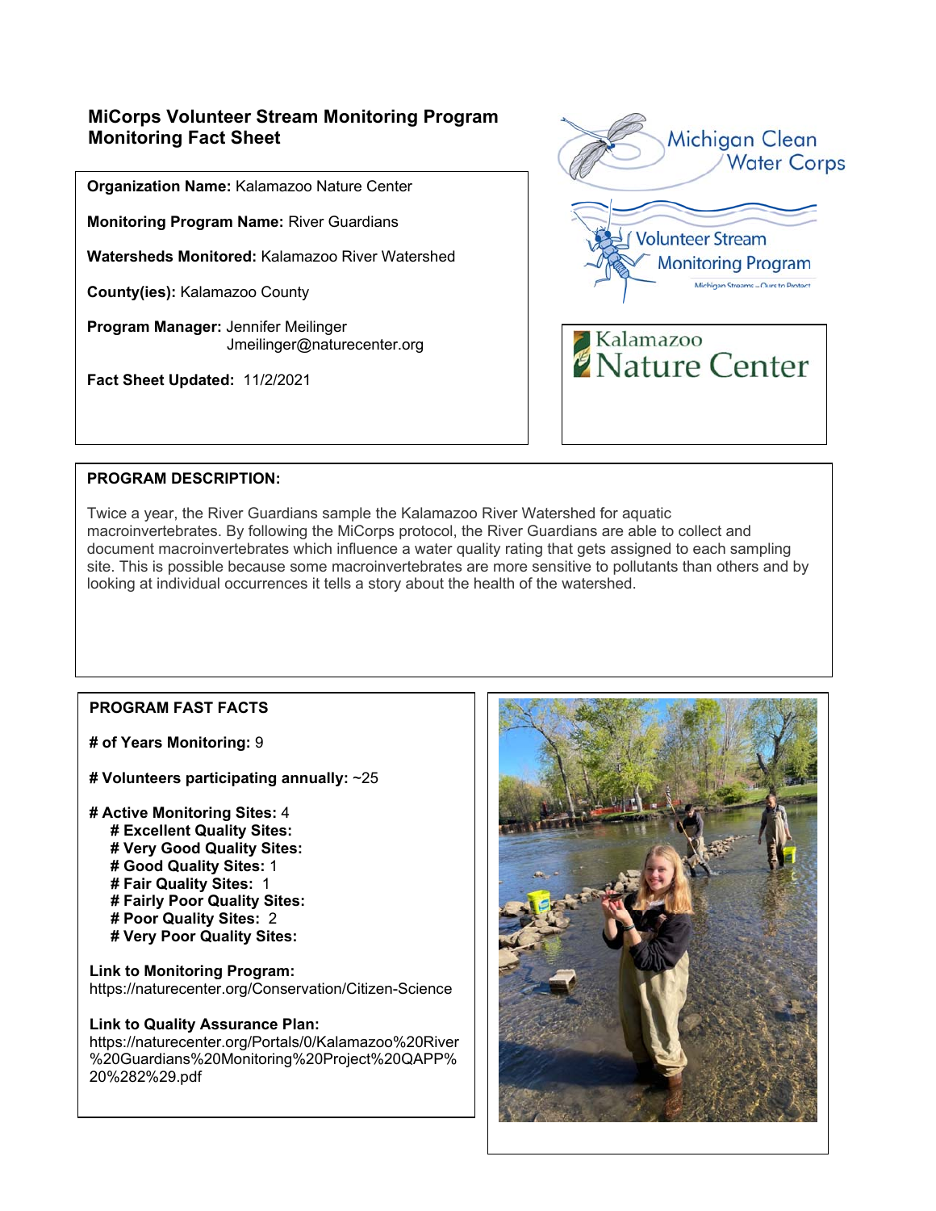# MiCorps Volunteer Stream Monitoring Program
# Monitoring Fact Sheet

**Organization Name:** Kalamazoo Nature Center

**Monitoring Program Name:** River Guardians

**Watersheds Monitored:** Kalamazoo River Watershed

**County(ies):** Kalamazoo County

**Program Manager:** Jennifer Meilinger
Jmeilinger@naturecenter.org

**Fact Sheet Updated:** 11/2/2021

Michigan Clean Water Corps

Volunteer Stream Monitoring Program

Michigan Streams – Ours to Protect

Kalamazoo Nature Center

## PROGRAM DESCRIPTION:

Twice a year, the River Guardians sample the Kalamazoo River Watershed for aquatic macroinvertebrates. By following the MiCorps protocol, the River Guardians are able to collect and document macroinvertebrates which influence a water quality rating that gets assigned to each sampling site. This is possible because some macroinvertebrates are more sensitive to pollutants than others and by looking at individual occurrences it tells a story about the health of the watershed.

## PROGRAM FAST FACTS

**# of Years Monitoring:** 9

**# Volunteers participating annually:** ~25

**# Active Monitoring Sites:** 4
- **# Excellent Quality Sites:**
- **# Very Good Quality Sites:**
- **# Good Quality Sites:** 1
- **# Fair Quality Sites:** 1
- **# Fairly Poor Quality Sites:**
- **# Poor Quality Sites:** 2
- **# Very Poor Quality Sites:**

**Link to Monitoring Program:**
https://naturecenter.org/Conservation/Citizen-Science

**Link to Quality Assurance Plan:**
https://naturecenter.org/Portals/0/Kalamazoo%20River%20Guardians%20Monitoring%20Project%20QAPP%20%282%29.pdf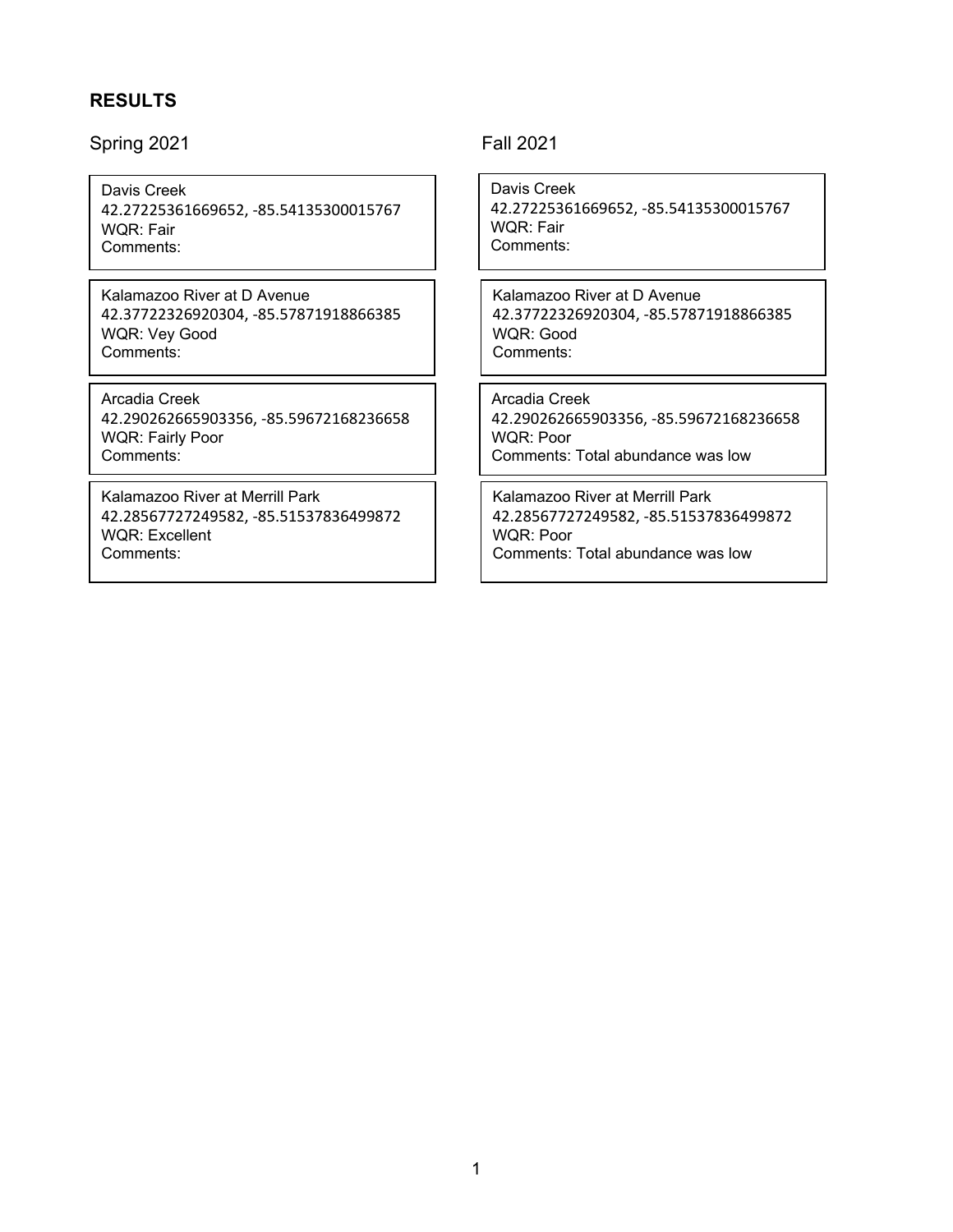## RESULTS

### Spring 2021

Davis Creek
42.27225361669652, -85.54135300015767
WQR: Fair
Comments:

Kalamazoo River at D Avenue
42.37722326920304, -85.57871918866385
WQR: Vey Good
Comments:

Arcadia Creek
42.290262665903356, -85.59672168236658
WQR: Fairly Poor
Comments:

Kalamazoo River at Merrill Park
42.28567727249582, -85.51537836499872
WQR: Excellent
Comments:

### Fall 2021

Davis Creek
42.27225361669652, -85.54135300015767
WQR: Fair
Comments:

Kalamazoo River at D Avenue
42.37722326920304, -85.57871918866385
WQR: Good
Comments:

Arcadia Creek
42.290262665903356, -85.59672168236658
WQR: Poor
Comments: Total abundance was low

Kalamazoo River at Merrill Park
42.28567727249582, -85.51537836499872
WQR: Poor
Comments: Total abundance was low